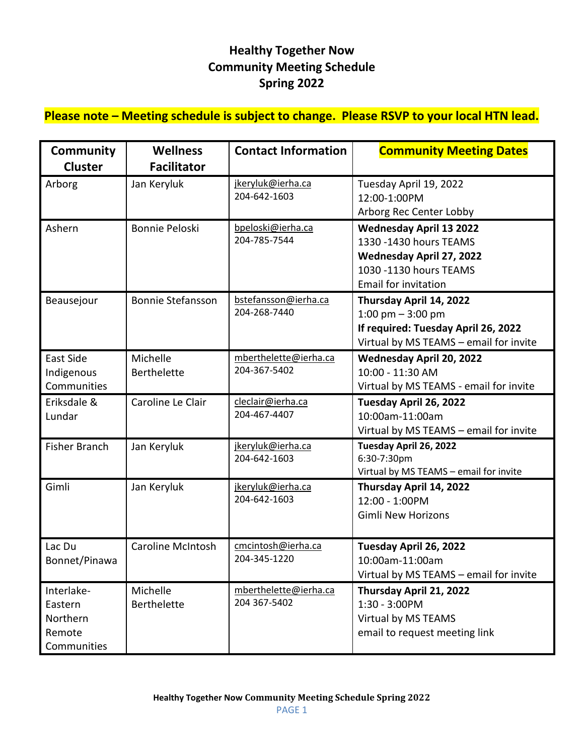# Healthy Together Now
# Community Meeting Schedule
# Spring 2022

**Please note – Meeting schedule is subject to change. Please RSVP to your local HTN lead.**

| Community Cluster | Wellness Facilitator | Contact Information | Community Meeting Dates |
|---|---|---|---|
| Arborg | Jan Keryluk | jkeryluk@ierha.ca<br>204-642-1603 | Tuesday April 19, 2022<br>12:00-1:00PM<br>Arborg Rec Center Lobby |
| Ashern | Bonnie Peloski | bpeloski@ierha.ca<br>204-785-7544 | **Wednesday April 13 2022**<br>1330 -1430 hours TEAMS<br>**Wednesday April 27, 2022**<br>1030 -1130 hours TEAMS<br>Email for invitation |
| Beausejour | Bonnie Stefansson | bstefansson@ierha.ca<br>204-268-7440 | **Thursday April 14, 2022**<br>1:00 pm – 3:00 pm<br>**If required: Tuesday April 26, 2022**<br>Virtual by MS TEAMS – email for invite |
| East Side Indigenous Communities | Michelle Berthelette | mberthelette@ierha.ca<br>204-367-5402 | **Wednesday April 20, 2022**<br>10:00 - 11:30 AM<br>Virtual by MS TEAMS - email for invite |
| Eriksdale & Lundar | Caroline Le Clair | cleclair@ierha.ca<br>204-467-4407 | **Tuesday April 26, 2022**<br>10:00am-11:00am<br>Virtual by MS TEAMS – email for invite |
| Fisher Branch | Jan Keryluk | jkeryluk@ierha.ca<br>204-642-1603 | **Tuesday April 26, 2022**<br>6:30-7:30pm<br>Virtual by MS TEAMS – email for invite |
| Gimli | Jan Keryluk | jkeryluk@ierha.ca<br>204-642-1603 | **Thursday April 14, 2022**<br>12:00 - 1:00PM<br>Gimli New Horizons |
| Lac Du Bonnet/Pinawa | Caroline McIntosh | cmcintosh@ierha.ca<br>204-345-1220 | **Tuesday April 26, 2022**<br>10:00am-11:00am<br>Virtual by MS TEAMS – email for invite |
| Interlake-Eastern Northern Remote Communities | Michelle Berthelette | mberthelette@ierha.ca<br>204 367-5402 | **Thursday April 21, 2022**<br>1:30 - 3:00PM<br>Virtual by MS TEAMS<br>email to request meeting link |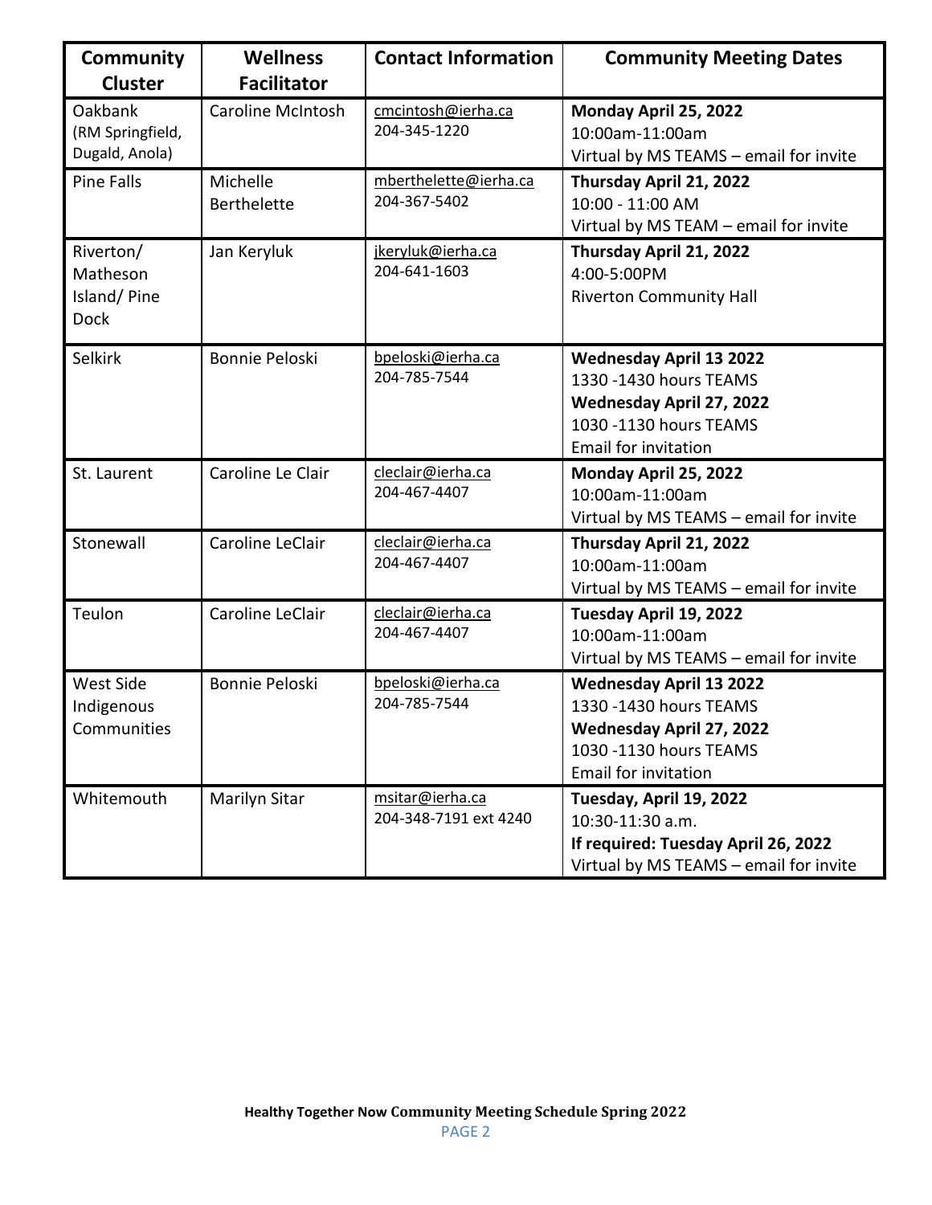| Community Cluster | Wellness Facilitator | Contact Information | Community Meeting Dates |
|---|---|---|---|
| Oakbank (RM Springfield, Dugald, Anola) | Caroline McIntosh | cmcintosh@ierha.ca 204-345-1220 | **Monday April 25, 2022** 10:00am-11:00am Virtual by MS TEAMS – email for invite |
| Pine Falls | Michelle Berthelette | mberthelette@ierha.ca 204-367-5402 | **Thursday April 21, 2022** 10:00 - 11:00 AM Virtual by MS TEAM – email for invite |
| Riverton/ Matheson Island/ Pine Dock | Jan Keryluk | jkeryluk@ierha.ca 204-641-1603 | **Thursday April 21, 2022** 4:00-5:00PM Riverton Community Hall |
| Selkirk | Bonnie Peloski | bpeloski@ierha.ca 204-785-7544 | **Wednesday April 13 2022** 1330 -1430 hours TEAMS **Wednesday April 27, 2022** 1030 -1130 hours TEAMS Email for invitation |
| St. Laurent | Caroline Le Clair | cleclair@ierha.ca 204-467-4407 | **Monday April 25, 2022** 10:00am-11:00am Virtual by MS TEAMS – email for invite |
| Stonewall | Caroline LeClair | cleclair@ierha.ca 204-467-4407 | **Thursday April 21, 2022** 10:00am-11:00am Virtual by MS TEAMS – email for invite |
| Teulon | Caroline LeClair | cleclair@ierha.ca 204-467-4407 | **Tuesday April 19, 2022** 10:00am-11:00am Virtual by MS TEAMS – email for invite |
| West Side Indigenous Communities | Bonnie Peloski | bpeloski@ierha.ca 204-785-7544 | **Wednesday April 13 2022** 1330 -1430 hours TEAMS **Wednesday April 27, 2022** 1030 -1130 hours TEAMS Email for invitation |
| Whitemouth | Marilyn Sitar | msitar@ierha.ca 204-348-7191 ext 4240 | **Tuesday, April 19, 2022** 10:30-11:30 a.m. **If required: Tuesday April 26, 2022** Virtual by MS TEAMS – email for invite |

**Healthy Together Now Community Meeting Schedule Spring 2022**